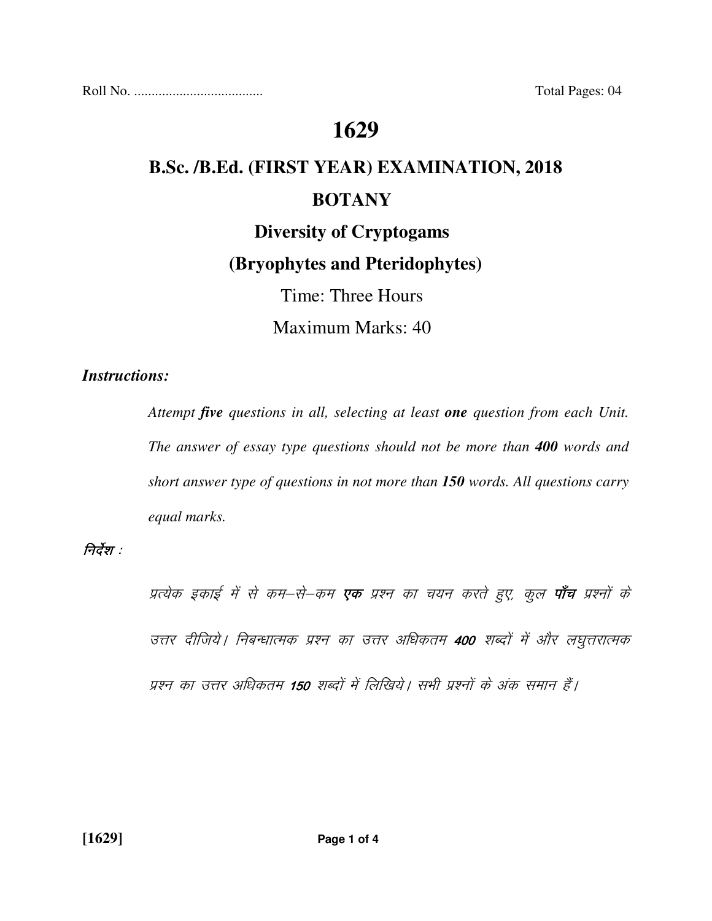Roll No. .................................... Total Pages: 04

# 1629

## B.Sc. /B.Ed. (FIRST YEAR) EXAMINATION, 2018

## BOTANY

## Diversity of Cryptogams

## (Bryophytes and Pteridophytes)

Time: Three Hours

Maximum Marks: 40

***Instructions:***

*Attempt* ***five*** *questions in all, selecting at least* ***one*** *question from each Unit. The answer of essay type questions should not be more than* ***400*** *words and short answer type of questions in not more than* ***150*** *words. All questions carry equal marks.*

*निर्देश :*

*प्रत्येक इकाई में से कम–से–कम* ***एक*** *प्रश्न का चयन करते हुए, कुल* ***पाँच*** *प्रश्नों के उत्तर दीजिये। निबन्धात्मक प्रश्न का उत्तर अधिकतम* ***400*** *शब्दों में और लघुत्तरात्मक प्रश्न का उत्तर अधिकतम* ***150*** *शब्दों में लिखिये। सभी प्रश्नों के अंक समान हैं।*

**[1629]**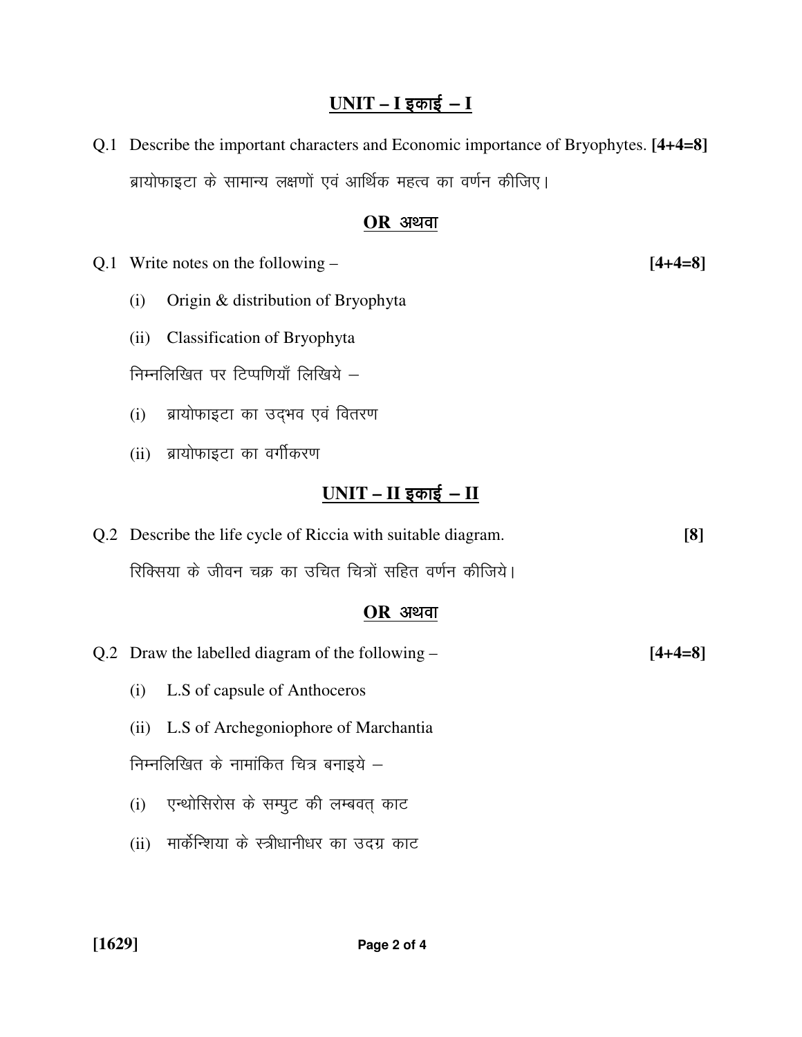## UNIT – I इकाई – I

Q.1 Describe the important characters and Economic importance of Bryophytes. **[4+4=8]**

ब्रायोफाइटा के सामान्य लक्षणों एवं आर्थिक महत्व का वर्णन कीजिए।

### OR अथवा

Q.1 Write notes on the following – **[4+4=8]**

(i) Origin & distribution of Bryophyta

(ii) Classification of Bryophyta

निम्नलिखित पर टिप्पणियाँ लिखिये –

(i) ब्रायोफाइटा का उद्भव एवं वितरण

(ii) ब्रायोफाइटा का वर्गीकरण

## UNIT – II इकाई – II

Q.2 Describe the life cycle of Riccia with suitable diagram. **[8]**

रिक्सिया के जीवन चक्र का उचित चित्रों सहित वर्णन कीजिये।

### OR अथवा

Q.2 Draw the labelled diagram of the following – **[4+4=8]**

(i) L.S of capsule of Anthoceros

(ii) L.S of Archegoniophore of Marchantia

निम्नलिखित के नामांकित चित्र बनाइये –

(i) एन्थोसिरोस के सम्पुट की लम्बवत् काट

(ii) मार्केन्शिया के स्त्रीधानीधर का उदग्र काट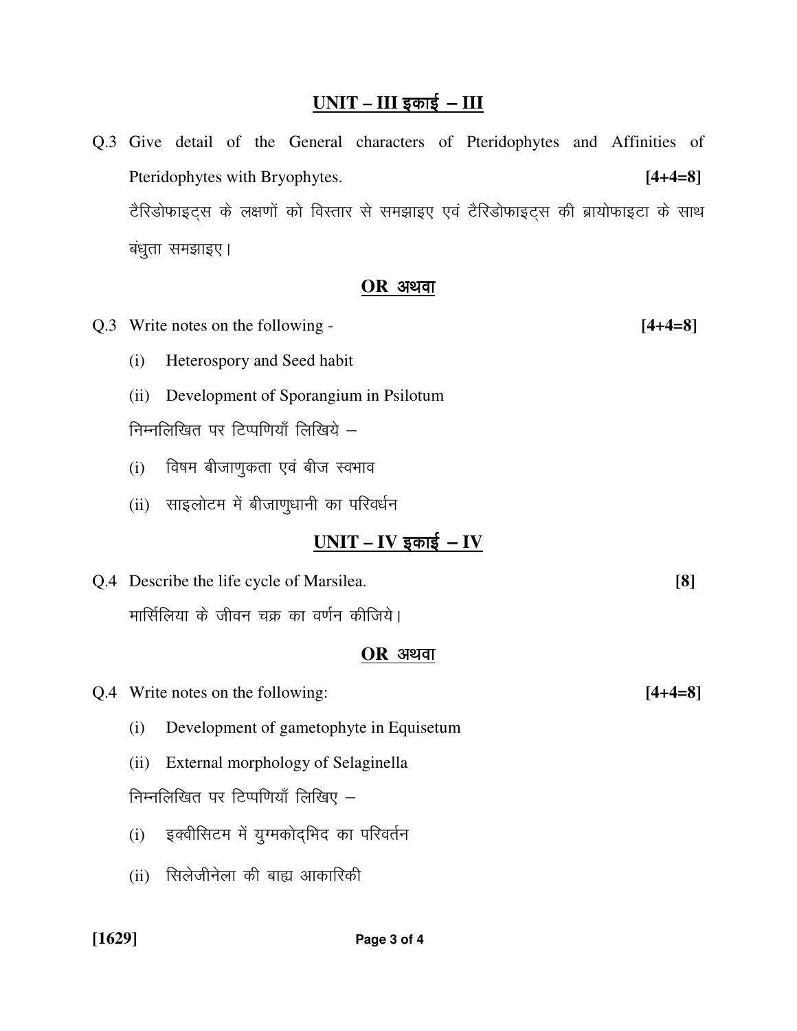## UNIT – III इकाई – III

Q.3 Give detail of the General characters of Pteridophytes and Affinities of Pteridophytes with Bryophytes. **[4+4=8]**

टैरिडोफाइट्स के लक्षणों को विस्तार से समझाइए एवं टैरिडोफाइट्स की ब्रायोफाइटा के साथ बंधुता समझाइए।

### OR अथवा

Q.3 Write notes on the following - **[4+4=8]**

(i) Heterospory and Seed habit

(ii) Development of Sporangium in Psilotum

निम्नलिखित पर टिप्पणियाँ लिखिये –

(i) विषम बीजाणुकता एवं बीज स्वभाव

(ii) साइलोटम में बीजाणुधानी का परिवर्धन

## UNIT – IV इकाई – IV

Q.4 Describe the life cycle of Marsilea. **[8]**

मार्सिलिया के जीवन चक्र का वर्णन कीजिये।

### OR अथवा

Q.4 Write notes on the following: **[4+4=8]**

(i) Development of gametophyte in Equisetum

(ii) External morphology of Selaginella

निम्नलिखित पर टिप्पणियाँ लिखिए –

(i) इक्वीसिटम में युग्मकोद्भिद का परिवर्तन

(ii) सिलेजीनेला की बाह्य आकारिकी

**[1629]**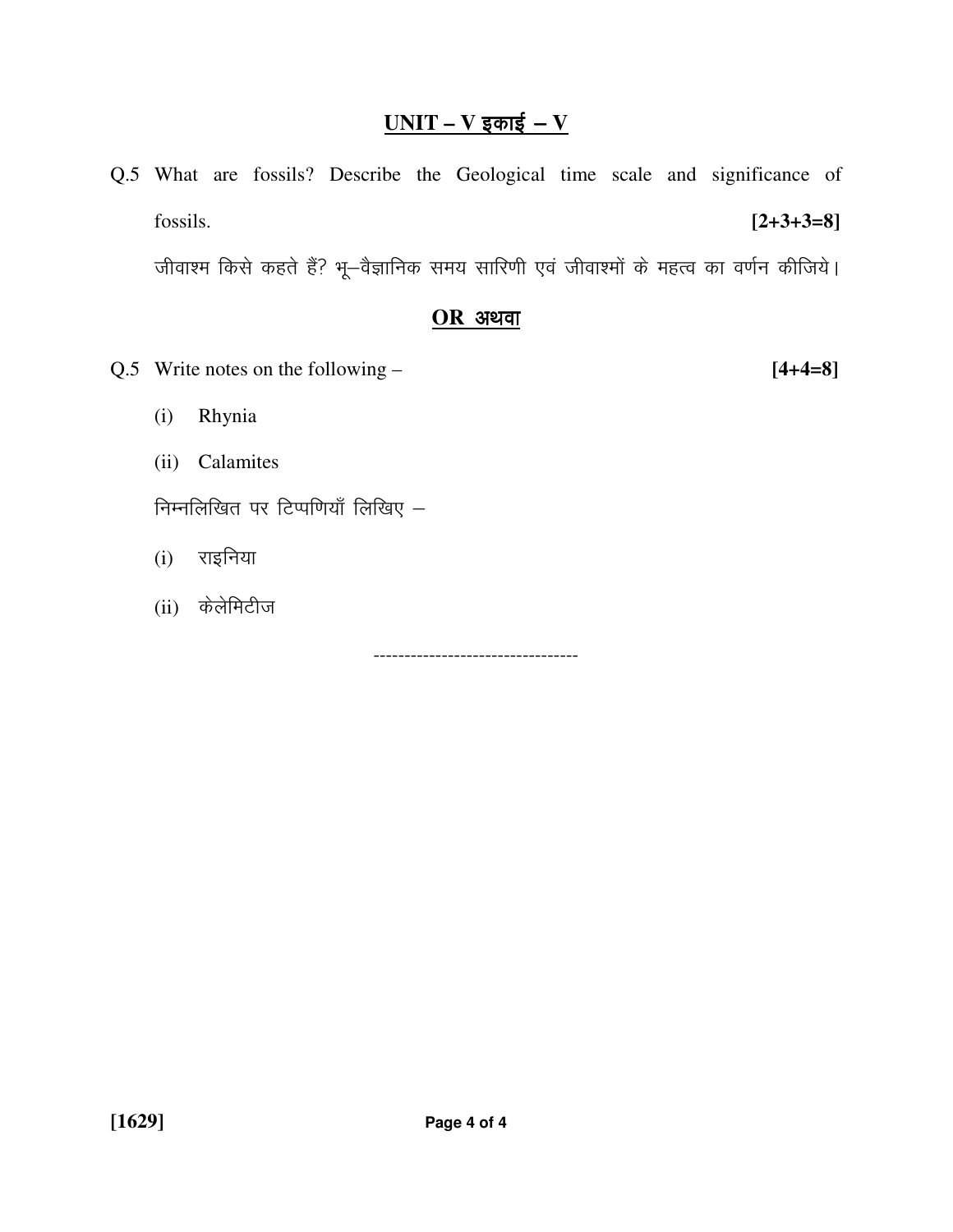## UNIT – V इकाई – V

Q.5 What are fossils? Describe the Geological time scale and significance of fossils. **[2+3+3=8]**

जीवाश्म किसे कहते हैं? भू–वैज्ञानिक समय सारिणी एवं जीवाश्मों के महत्व का वर्णन कीजिये।

## OR अथवा

Q.5 Write notes on the following – **[4+4=8]**

(i) Rhynia

(ii) Calamites

निम्नलिखित पर टिप्पणियाँ लिखिए –

(i) राइनिया

(ii) केलेमिटीज

---------------------------------

**[1629]**